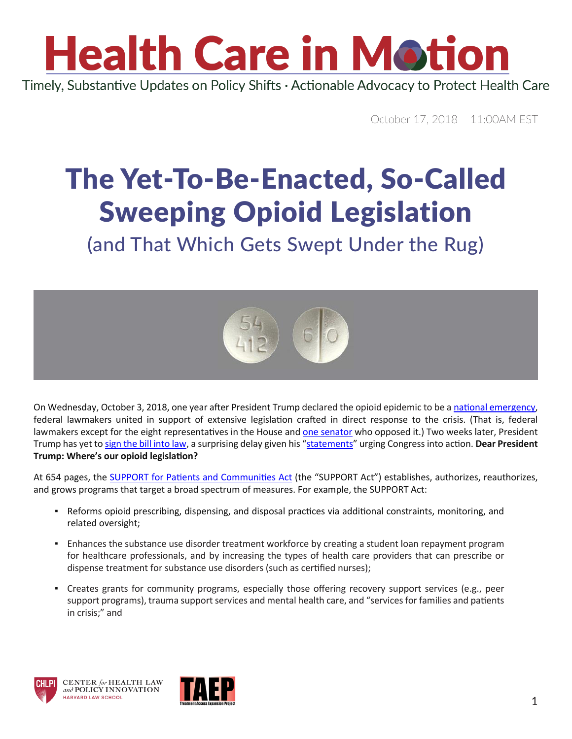# Health Care in Motion

Timely, Substantive Updates on Policy Shifts · Actionable Advocacy to Protect Health Care

October 17, 2018 11:00AM EST

# The Yet-To-Be-Enacted, So-Called Sweeping Opioid Legislation

## (and That Which Gets Swept Under the Rug)

On Wednesday, October 3, 2018, one year after President Trump declared the opioid epidemic to be a national emergency, federal lawmakers united in support of extensive legislation crafted in direct response to the crisis. (That is, federal lawmakers except for the eight representatives in the House and one senator who opposed it.) Two weeks later, President Trump has yet to sign the bill into law, a surprising delay given his "statements" urging Congress into action. **Dear President Trump: Where's our opioid legislation?**

At 654 pages, the SUPPORT for Patients and Communities Act (the "SUPPORT Act") establishes, authorizes, reauthorizes, and grows programs that target a broad spectrum of measures. For example, the SUPPORT Act:

- Reforms opioid prescribing, dispensing, and disposal practices via additional constraints, monitoring, and related oversight;
- Enhances the substance use disorder treatment workforce by creating a student loan repayment program for healthcare professionals, and by increasing the types of health care providers that can prescribe or dispense treatment for substance use disorders (such as certified nurses);
- Creates grants for community programs, especially those offering recovery support services (e.g., peer support programs), trauma support services and mental health care, and "services for families and patients in crisis;" and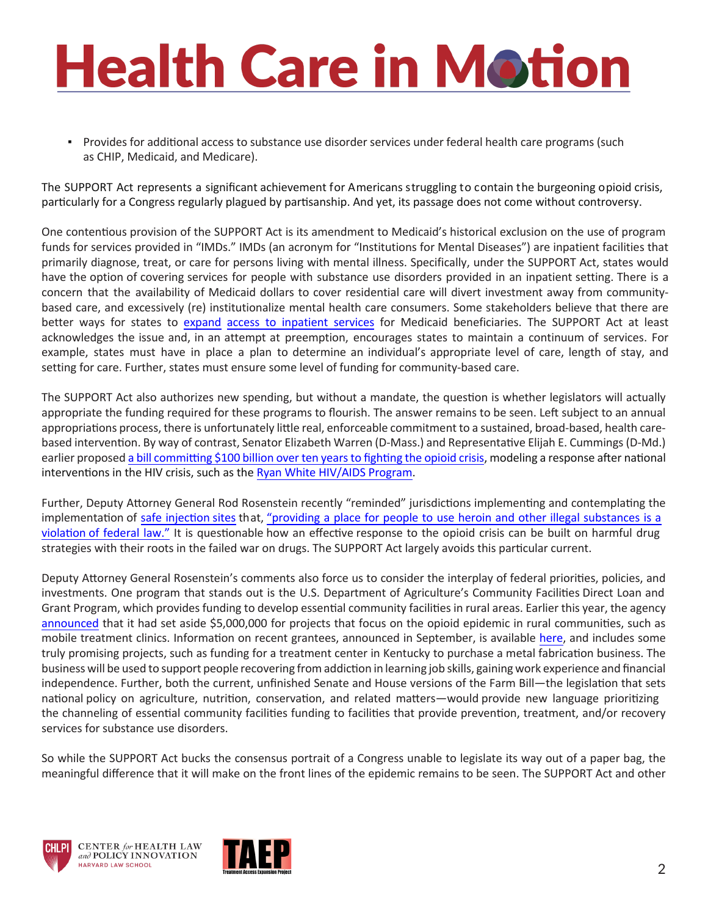- Provides for additional access to substance use disorder services under federal health care programs (such as CHIP, Medicaid, and Medicare).

The SUPPORT Act represents a significant achievement for Americans struggling to contain the burgeoning opioid crisis, particularly for a Congress regularly plagued by partisanship. And yet, its passage does not come without controversy.

One contentious provision of the SUPPORT Act is its amendment to Medicaid's historical exclusion on the use of program funds for services provided in "IMDs." IMDs (an acronym for "Institutions for Mental Diseases") are inpatient facilities that primarily diagnose, treat, or care for persons living with mental illness. Specifically, under the SUPPORT Act, states would have the option of covering services for people with substance use disorders provided in an inpatient setting. There is a concern that the availability of Medicaid dollars to cover residential care will divert investment away from community-based care, and excessively (re) institutionalize mental health care consumers. Some stakeholders believe that there are better ways for states to expand access to inpatient services for Medicaid beneficiaries. The SUPPORT Act at least acknowledges the issue and, in an attempt at preemption, encourages states to maintain a continuum of services. For example, states must have in place a plan to determine an individual's appropriate level of care, length of stay, and setting for care. Further, states must ensure some level of funding for community-based care.

The SUPPORT Act also authorizes new spending, but without a mandate, the question is whether legislators will actually appropriate the funding required for these programs to flourish. The answer remains to be seen. Left subject to an annual appropriations process, there is unfortunately little real, enforceable commitment to a sustained, broad-based, health care-based intervention. By way of contrast, Senator Elizabeth Warren (D-Mass.) and Representative Elijah E. Cummings (D-Md.) earlier proposed a bill committing $100 billion over ten years to fighting the opioid crisis, modeling a response after national interventions in the HIV crisis, such as the Ryan White HIV/AIDS Program.

Further, Deputy Attorney General Rod Rosenstein recently "reminded" jurisdictions implementing and contemplating the implementation of safe injection sites that, "providing a place for people to use heroin and other illegal substances is a violation of federal law." It is questionable how an effective response to the opioid crisis can be built on harmful drug strategies with their roots in the failed war on drugs. The SUPPORT Act largely avoids this particular current.

Deputy Attorney General Rosenstein's comments also force us to consider the interplay of federal priorities, policies, and investments. One program that stands out is the U.S. Department of Agriculture's Community Facilities Direct Loan and Grant Program, which provides funding to develop essential community facilities in rural areas. Earlier this year, the agency announced that it had set aside $5,000,000 for projects that focus on the opioid epidemic in rural communities, such as mobile treatment clinics. Information on recent grantees, announced in September, is available here, and includes some truly promising projects, such as funding for a treatment center in Kentucky to purchase a metal fabrication business. The business will be used to support people recovering from addiction in learning job skills, gaining work experience and financial independence. Further, both the current, unfinished Senate and House versions of the Farm Bill—the legislation that sets national policy on agriculture, nutrition, conservation, and related matters—would provide new language prioritizing the channeling of essential community facilities funding to facilities that provide prevention, treatment, and/or recovery services for substance use disorders.

So while the SUPPORT Act bucks the consensus portrait of a Congress unable to legislate its way out of a paper bag, the meaningful difference that it will make on the front lines of the epidemic remains to be seen. The SUPPORT Act and other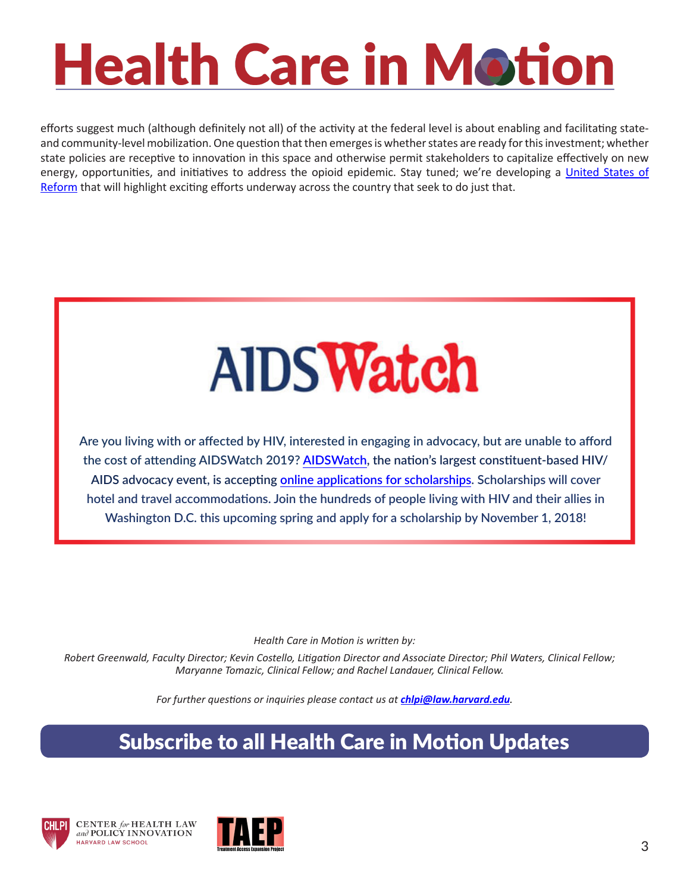efforts suggest much (although definitely not all) of the activity at the federal level is about enabling and facilitating state- and community-level mobilization. One question that then emerges is whether states are ready for this investment; whether state policies are receptive to innovation in this space and otherwise permit stakeholders to capitalize effectively on new energy, opportunities, and initiatives to address the opioid epidemic. Stay tuned; we're developing a United States of Reform that will highlight exciting efforts underway across the country that seek to do just that.

**AIDSWatch**

**Are you living with or affected by HIV, interested in engaging in advocacy, but are unable to afford the cost of attending AIDSWatch 2019? AIDSWatch, the nation's largest constituent-based HIV/AIDS advocacy event, is accepting online applications for scholarships. Scholarships will cover hotel and travel accommodations. Join the hundreds of people living with HIV and their allies in Washington D.C. this upcoming spring and apply for a scholarship by November 1, 2018!**

*Health Care in Motion is written by:*

*Robert Greenwald, Faculty Director; Kevin Costello, Litigation Director and Associate Director; Phil Waters, Clinical Fellow; Maryanne Tomazic, Clinical Fellow; and Rachel Landauer, Clinical Fellow.*

*For further questions or inquiries please contact us at* ***chlpi@law.harvard.edu****.*

**Subscribe to all Health Care in Motion Updates**

CENTER *for* HEALTH LAW *and* POLICY INNOVATION
HARVARD LAW SCHOOL

TAEP
Treatment Access Expansion Project